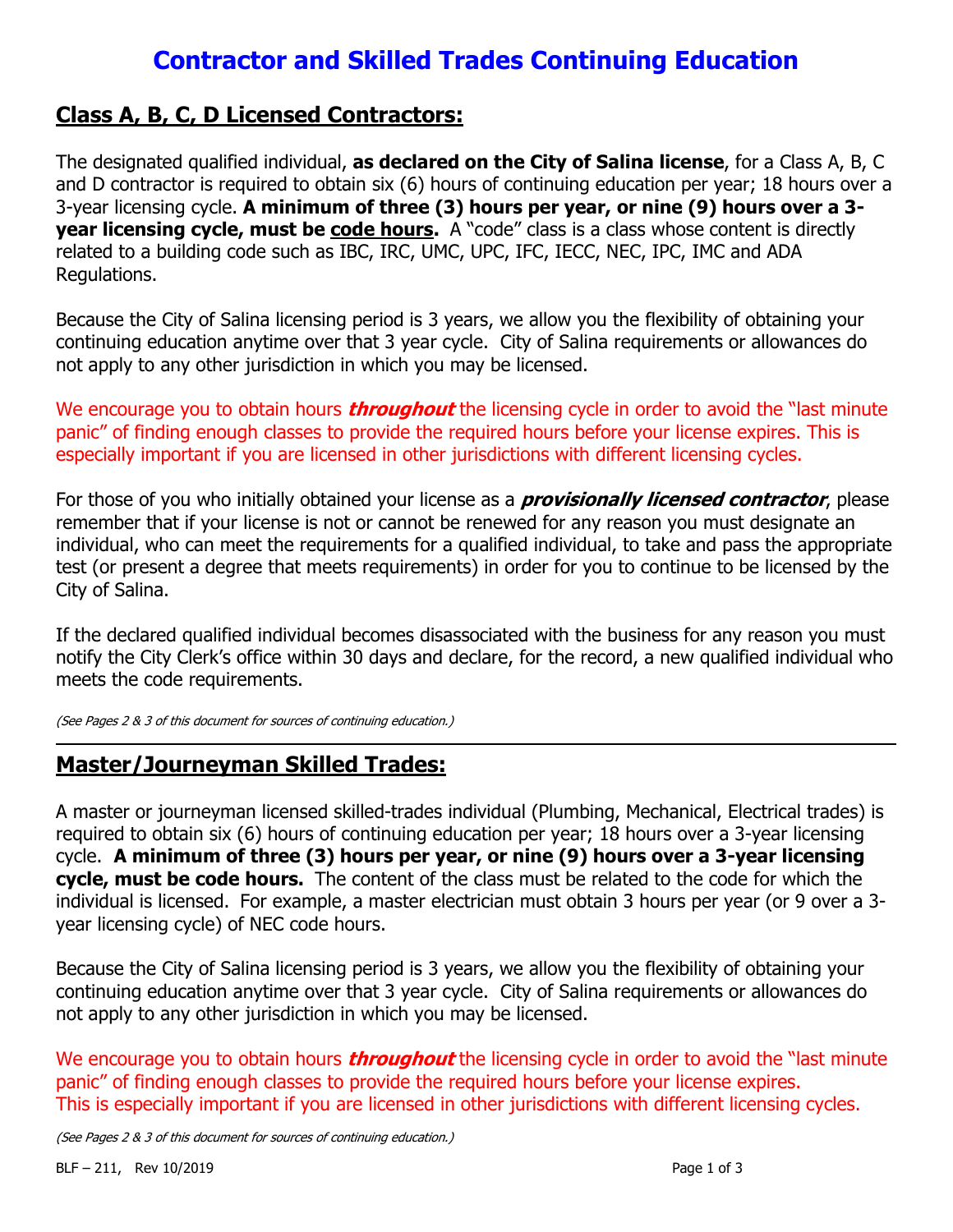# Contractor and Skilled Trades Continuing Education

## Class A, B, C, D Licensed Contractors:

The designated qualified individual, **as declared on the City of Salina license**, for a Class A, B, C and D contractor is required to obtain six (6) hours of continuing education per year; 18 hours over a 3-year licensing cycle. **A minimum of three (3) hours per year, or nine (9) hours over a 3-year licensing cycle, must be code hours.** A "code" class is a class whose content is directly related to a building code such as IBC, IRC, UMC, UPC, IFC, IECC, NEC, IPC, IMC and ADA Regulations.

Because the City of Salina licensing period is 3 years, we allow you the flexibility of obtaining your continuing education anytime over that 3 year cycle. City of Salina requirements or allowances do not apply to any other jurisdiction in which you may be licensed.

We encourage you to obtain hours ***throughout*** the licensing cycle in order to avoid the "last minute panic" of finding enough classes to provide the required hours before your license expires. This is especially important if you are licensed in other jurisdictions with different licensing cycles.

For those of you who initially obtained your license as a ***provisionally licensed contractor***, please remember that if your license is not or cannot be renewed for any reason you must designate an individual, who can meet the requirements for a qualified individual, to take and pass the appropriate test (or present a degree that meets requirements) in order for you to continue to be licensed by the City of Salina.

If the declared qualified individual becomes disassociated with the business for any reason you must notify the City Clerk's office within 30 days and declare, for the record, a new qualified individual who meets the code requirements.

*(See Pages 2 & 3 of this document for sources of continuing education.)*

---

## Master/Journeyman Skilled Trades:

A master or journeyman licensed skilled-trades individual (Plumbing, Mechanical, Electrical trades) is required to obtain six (6) hours of continuing education per year; 18 hours over a 3-year licensing cycle. **A minimum of three (3) hours per year, or nine (9) hours over a 3-year licensing cycle, must be code hours.** The content of the class must be related to the code for which the individual is licensed. For example, a master electrician must obtain 3 hours per year (or 9 over a 3-year licensing cycle) of NEC code hours.

Because the City of Salina licensing period is 3 years, we allow you the flexibility of obtaining your continuing education anytime over that 3 year cycle. City of Salina requirements or allowances do not apply to any other jurisdiction in which you may be licensed.

We encourage you to obtain hours ***throughout*** the licensing cycle in order to avoid the "last minute panic" of finding enough classes to provide the required hours before your license expires. This is especially important if you are licensed in other jurisdictions with different licensing cycles.

*(See Pages 2 & 3 of this document for sources of continuing education.)*

BLF – 211, Rev 10/2019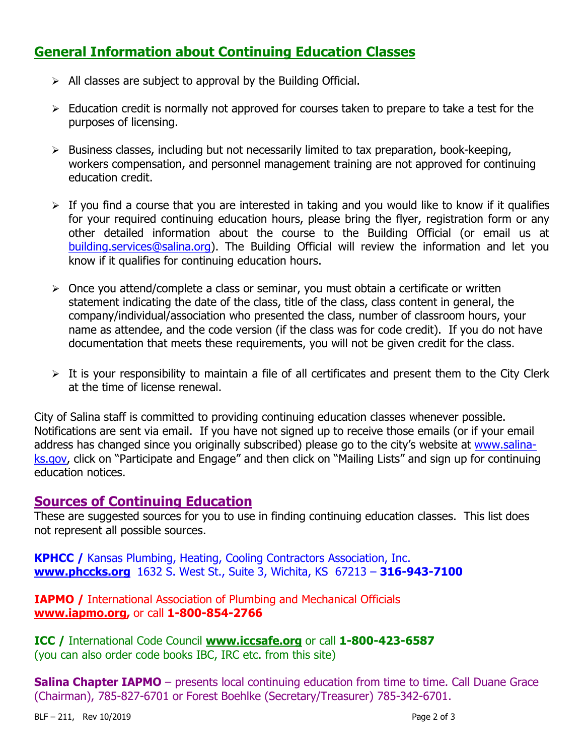## General Information about Continuing Education Classes

- All classes are subject to approval by the Building Official.
- Education credit is normally not approved for courses taken to prepare to take a test for the purposes of licensing.
- Business classes, including but not necessarily limited to tax preparation, book-keeping, workers compensation, and personnel management training are not approved for continuing education credit.
- If you find a course that you are interested in taking and you would like to know if it qualifies for your required continuing education hours, please bring the flyer, registration form or any other detailed information about the course to the Building Official (or email us at building.services@salina.org). The Building Official will review the information and let you know if it qualifies for continuing education hours.
- Once you attend/complete a class or seminar, you must obtain a certificate or written statement indicating the date of the class, title of the class, class content in general, the company/individual/association who presented the class, number of classroom hours, your name as attendee, and the code version (if the class was for code credit). If you do not have documentation that meets these requirements, you will not be given credit for the class.
- It is your responsibility to maintain a file of all certificates and present them to the City Clerk at the time of license renewal.

City of Salina staff is committed to providing continuing education classes whenever possible. Notifications are sent via email. If you have not signed up to receive those emails (or if your email address has changed since you originally subscribed) please go to the city's website at www.salina-ks.gov, click on "Participate and Engage" and then click on "Mailing Lists" and sign up for continuing education notices.

## Sources of Continuing Education

These are suggested sources for you to use in finding continuing education classes. This list does not represent all possible sources.

**KPHCC /** Kansas Plumbing, Heating, Cooling Contractors Association, Inc.
**www.phccks.org** 1632 S. West St., Suite 3, Wichita, KS 67213 – **316-943-7100**

**IAPMO /** International Association of Plumbing and Mechanical Officials
**www.iapmo.org,** or call **1-800-854-2766**

**ICC /** International Code Council **www.iccsafe.org** or call **1-800-423-6587**
(you can also order code books IBC, IRC etc. from this site)

**Salina Chapter IAPMO** – presents local continuing education from time to time. Call Duane Grace (Chairman), 785-827-6701 or Forest Boehlke (Secretary/Treasurer) 785-342-6701.

BLF – 211, Rev 10/2019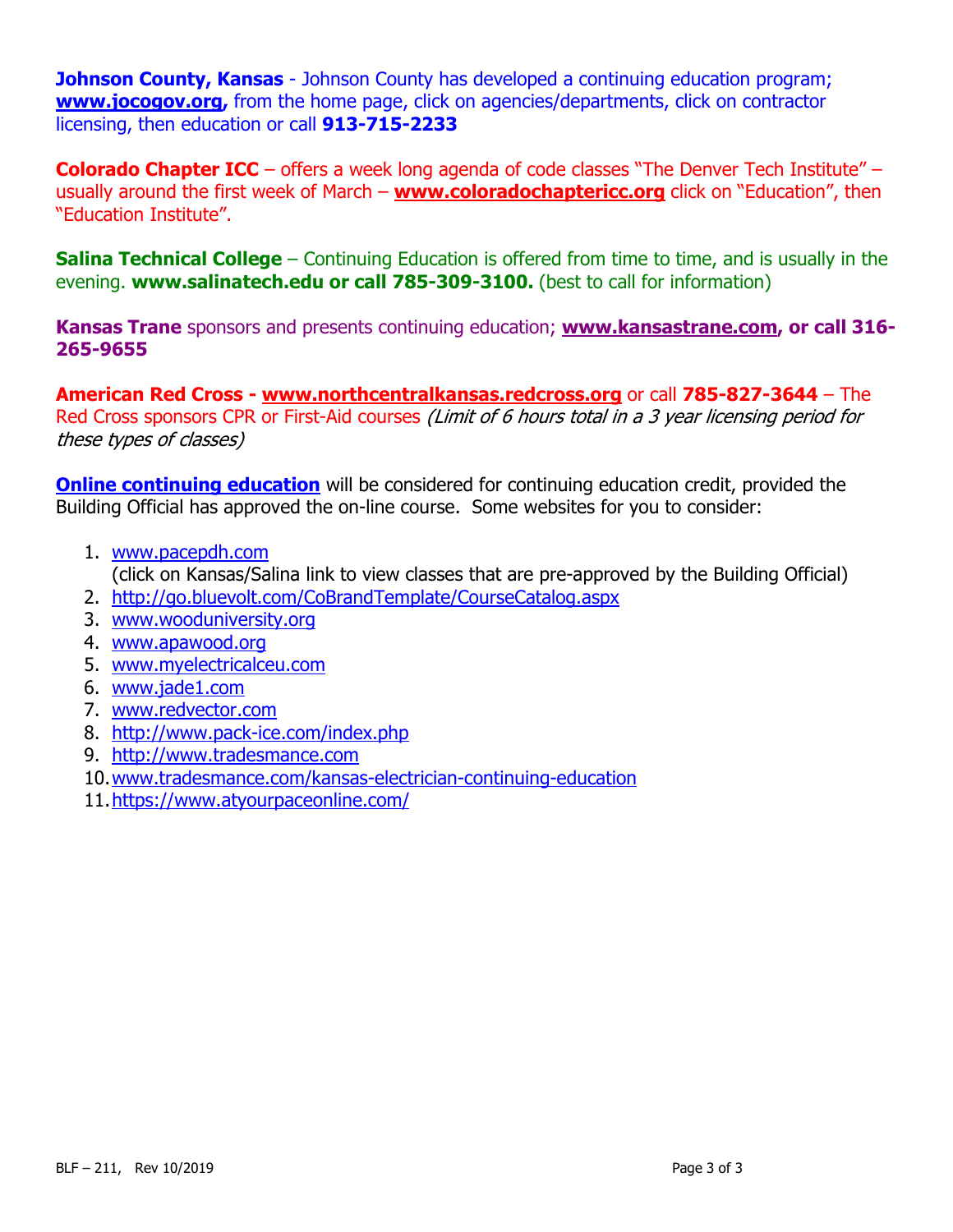**Johnson County, Kansas** - Johnson County has developed a continuing education program; **www.jocogov.org,** from the home page, click on agencies/departments, click on contractor licensing, then education or call **913-715-2233**

**Colorado Chapter ICC** – offers a week long agenda of code classes "The Denver Tech Institute" – usually around the first week of March – **www.coloradochaptericc.org** click on "Education", then "Education Institute".

**Salina Technical College** – Continuing Education is offered from time to time, and is usually in the evening. **www.salinatech.edu or call 785-309-3100.** (best to call for information)

**Kansas Trane** sponsors and presents continuing education; **www.kansastrane.com, or call 316-265-9655**

**American Red Cross - www.northcentralkansas.redcross.org** or call **785-827-3644** – The Red Cross sponsors CPR or First-Aid courses *(Limit of 6 hours total in a 3 year licensing period for these types of classes)*

**Online continuing education** will be considered for continuing education credit, provided the Building Official has approved the on-line course. Some websites for you to consider:

1. www.pacepdh.com
   (click on Kansas/Salina link to view classes that are pre-approved by the Building Official)
2. http://go.bluevolt.com/CoBrandTemplate/CourseCatalog.aspx
3. www.wooduniversity.org
4. www.apawood.org
5. www.myelectricalceu.com
6. www.jade1.com
7. www.redvector.com
8. http://www.pack-ice.com/index.php
9. http://www.tradesmance.com
10. www.tradesmance.com/kansas-electrician-continuing-education
11. https://www.atyourpaceonline.com/

BLF – 211, Rev 10/2019